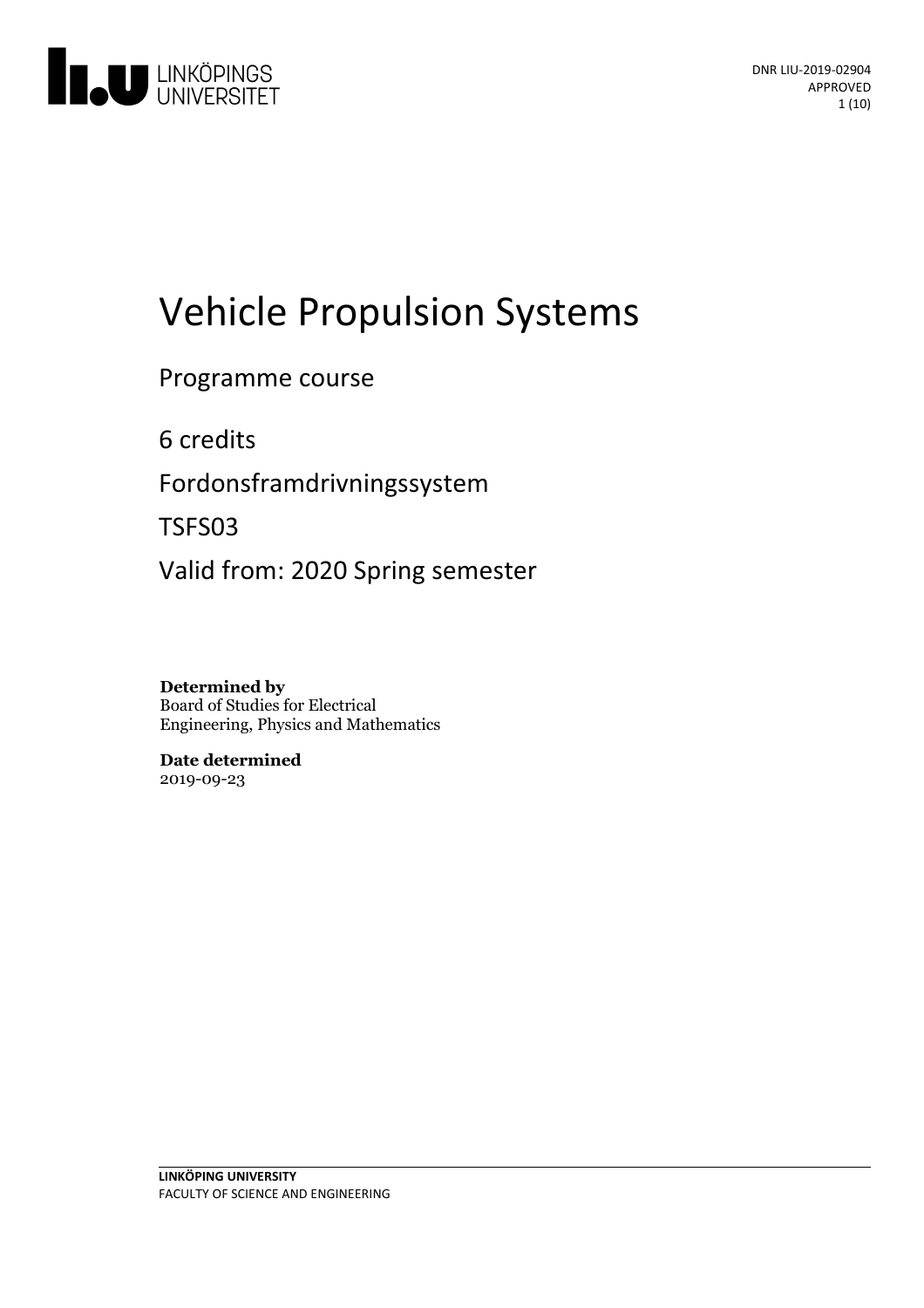DNR LIU-2019-02904
APPROVED

# Vehicle Propulsion Systems

Programme course

6 credits

Fordonsframdrivningssystem

TSFS03

Valid from: 2020 Spring semester

**Determined by**
Board of Studies for Electrical Engineering, Physics and Mathematics

**Date determined**
2019-09-23

**LINKÖPING UNIVERSITY**
FACULTY OF SCIENCE AND ENGINEERING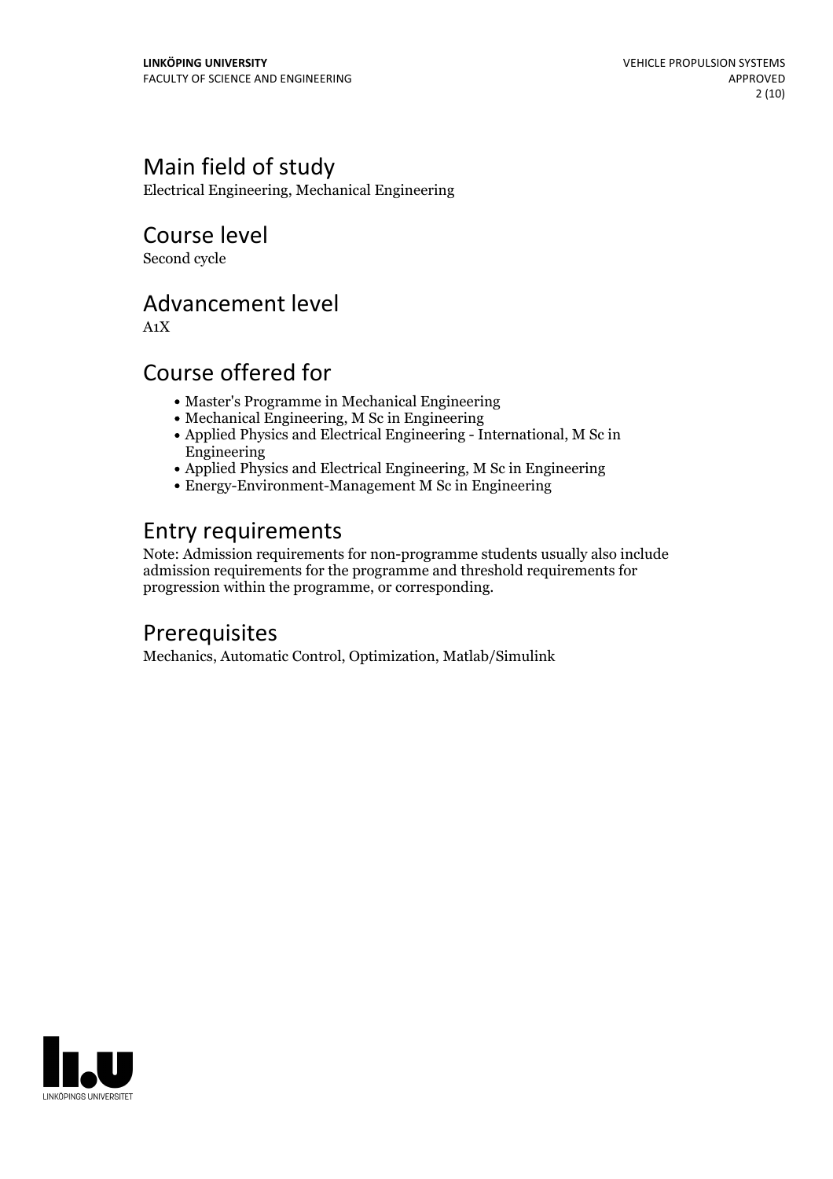## Main field of study

Electrical Engineering, Mechanical Engineering

## Course level

Second cycle

## Advancement level

A1X

## Course offered for

- Master's Programme in Mechanical Engineering
- Mechanical Engineering, M Sc in Engineering
- Applied Physics and Electrical Engineering - International, M Sc in Engineering
- Applied Physics and Electrical Engineering, M Sc in Engineering
- Energy-Environment-Management M Sc in Engineering

## Entry requirements

Note: Admission requirements for non-programme students usually also include admission requirements for the programme and threshold requirements for progression within the programme, or corresponding.

## Prerequisites

Mechanics, Automatic Control, Optimization, Matlab/Simulink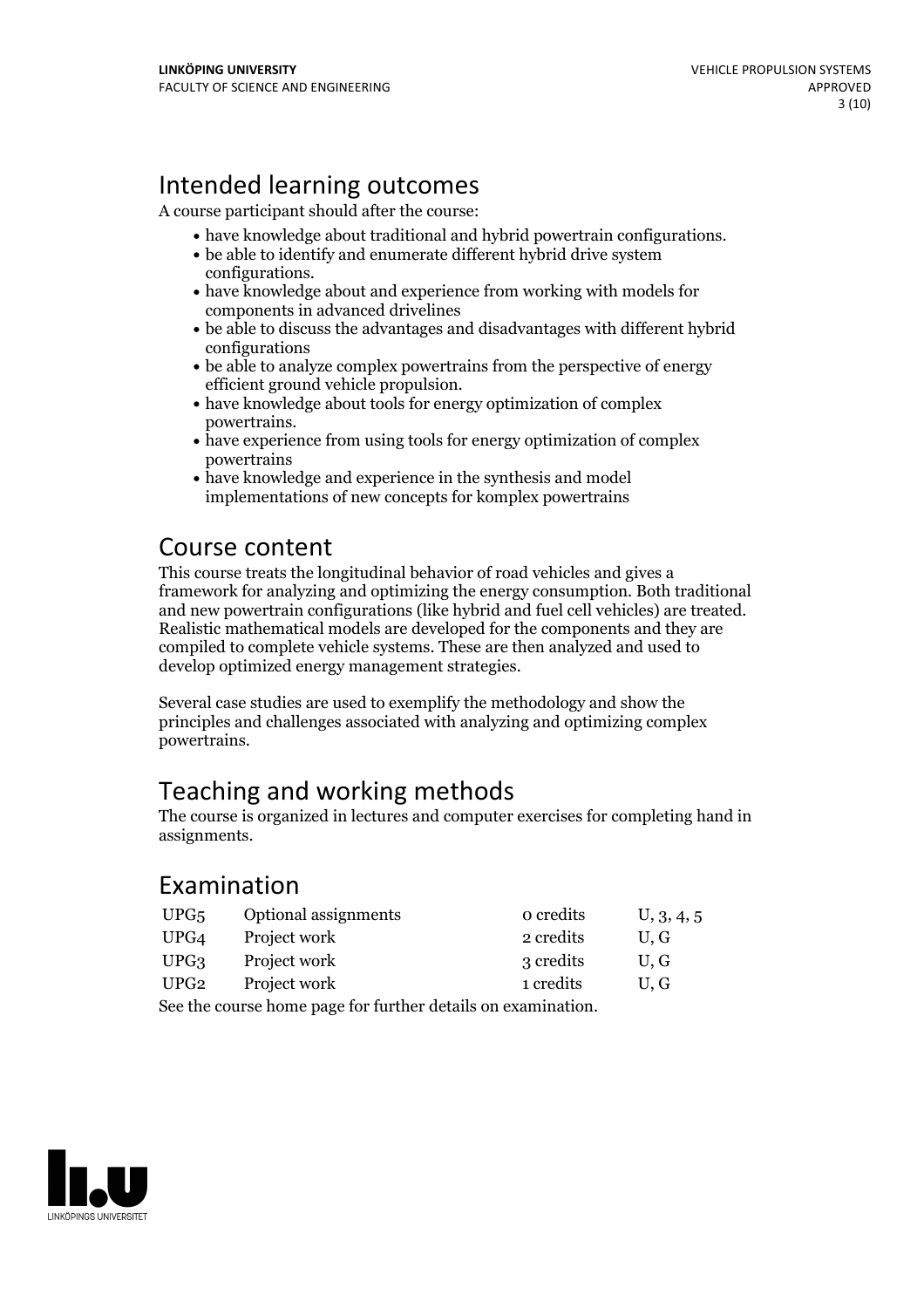## Intended learning outcomes

A course participant should after the course:

- have knowledge about traditional and hybrid powertrain configurations.
- be able to identify and enumerate different hybrid drive system configurations.
- have knowledge about and experience from working with models for components in advanced drivelines
- be able to discuss the advantages and disadvantages with different hybrid configurations
- be able to analyze complex powertrains from the perspective of energy efficient ground vehicle propulsion.
- have knowledge about tools for energy optimization of complex powertrains.
- have experience from using tools for energy optimization of complex powertrains
- have knowledge and experience in the synthesis and model implementations of new concepts for komplex powertrains

## Course content

This course treats the longitudinal behavior of road vehicles and gives a framework for analyzing and optimizing the energy consumption. Both traditional and new powertrain configurations (like hybrid and fuel cell vehicles) are treated. Realistic mathematical models are developed for the components and they are compiled to complete vehicle systems. These are then analyzed and used to develop optimized energy management strategies.

Several case studies are used to exemplify the methodology and show the principles and challenges associated with analyzing and optimizing complex powertrains.

## Teaching and working methods

The course is organized in lectures and computer exercises for completing hand in assignments.

## Examination

| | | | |
|---|---|---|---|
| UPG5 | Optional assignments | 0 credits | U, 3, 4, 5 |
| UPG4 | Project work | 2 credits | U, G |
| UPG3 | Project work | 3 credits | U, G |
| UPG2 | Project work | 1 credits | U, G |

See the course home page for further details on examination.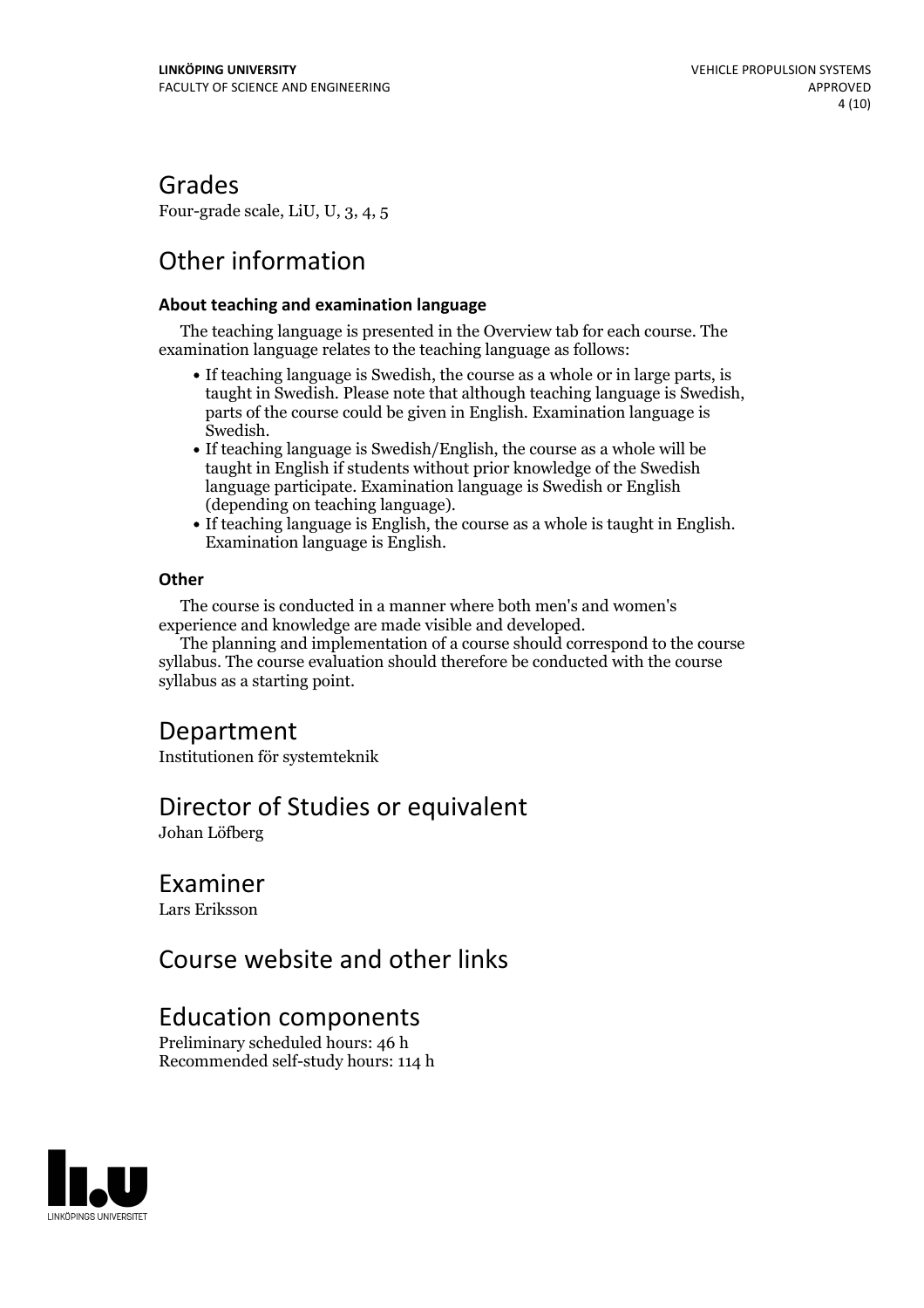## Grades

Four-grade scale, LiU, U, 3, 4, 5

## Other information

**About teaching and examination language**

The teaching language is presented in the Overview tab for each course. The examination language relates to the teaching language as follows:

- If teaching language is Swedish, the course as a whole or in large parts, is taught in Swedish. Please note that although teaching language is Swedish, parts of the course could be given in English. Examination language is Swedish.
- If teaching language is Swedish/English, the course as a whole will be taught in English if students without prior knowledge of the Swedish language participate. Examination language is Swedish or English (depending on teaching language).
- If teaching language is English, the course as a whole is taught in English. Examination language is English.

**Other**

The course is conducted in a manner where both men's and women's experience and knowledge are made visible and developed.

The planning and implementation of a course should correspond to the course syllabus. The course evaluation should therefore be conducted with the course syllabus as a starting point.

## Department

Institutionen för systemteknik

## Director of Studies or equivalent

Johan Löfberg

## Examiner

Lars Eriksson

## Course website and other links

## Education components

Preliminary scheduled hours: 46 h
Recommended self-study hours: 114 h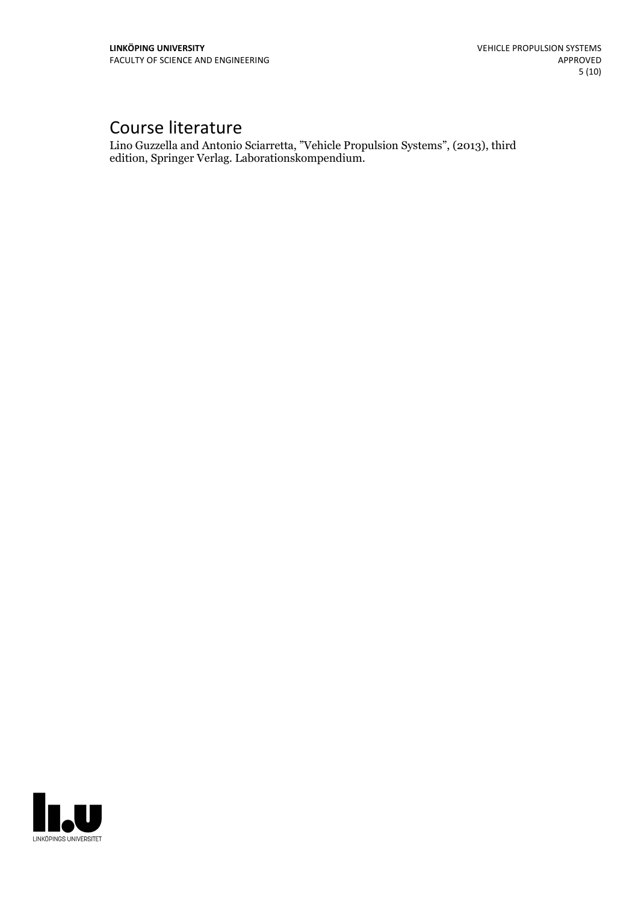# Course literature

Lino Guzzella and Antonio Sciarretta, ”Vehicle Propulsion Systems”, (2013), third edition, Springer Verlag. Laborationskompendium.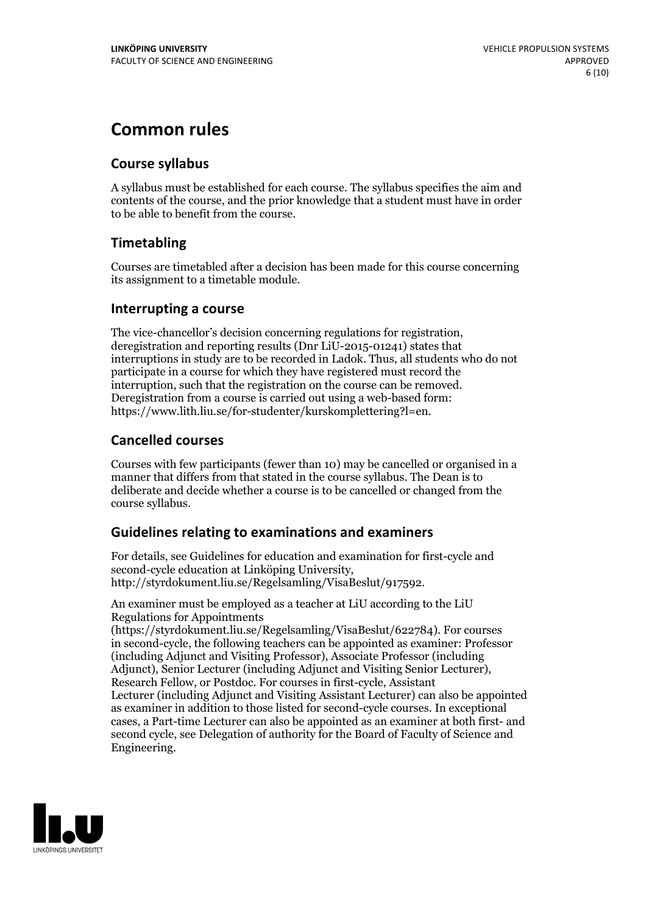# Common rules

## Course syllabus

A syllabus must be established for each course. The syllabus specifies the aim and contents of the course, and the prior knowledge that a student must have in order to be able to benefit from the course.

## Timetabling

Courses are timetabled after a decision has been made for this course concerning its assignment to a timetable module.

## Interrupting a course

The vice-chancellor's decision concerning regulations for registration, deregistration and reporting results (Dnr LiU-2015-01241) states that interruptions in study are to be recorded in Ladok. Thus, all students who do not participate in a course for which they have registered must record the interruption, such that the registration on the course can be removed. Deregistration from a course is carried out using a web-based form: https://www.lith.liu.se/for-studenter/kurskomplettering?l=en.

## Cancelled courses

Courses with few participants (fewer than 10) may be cancelled or organised in a manner that differs from that stated in the course syllabus. The Dean is to deliberate and decide whether a course is to be cancelled or changed from the course syllabus.

## Guidelines relating to examinations and examiners

For details, see Guidelines for education and examination for first-cycle and second-cycle education at Linköping University, http://styrdokument.liu.se/Regelsamling/VisaBeslut/917592.

An examiner must be employed as a teacher at LiU according to the LiU Regulations for Appointments (https://styrdokument.liu.se/Regelsamling/VisaBeslut/622784). For courses in second-cycle, the following teachers can be appointed as examiner: Professor (including Adjunct and Visiting Professor), Associate Professor (including Adjunct), Senior Lecturer (including Adjunct and Visiting Senior Lecturer), Research Fellow, or Postdoc. For courses in first-cycle, Assistant Lecturer (including Adjunct and Visiting Assistant Lecturer) can also be appointed as examiner in addition to those listed for second-cycle courses. In exceptional cases, a Part-time Lecturer can also be appointed as an examiner at both first- and second cycle, see Delegation of authority for the Board of Faculty of Science and Engineering.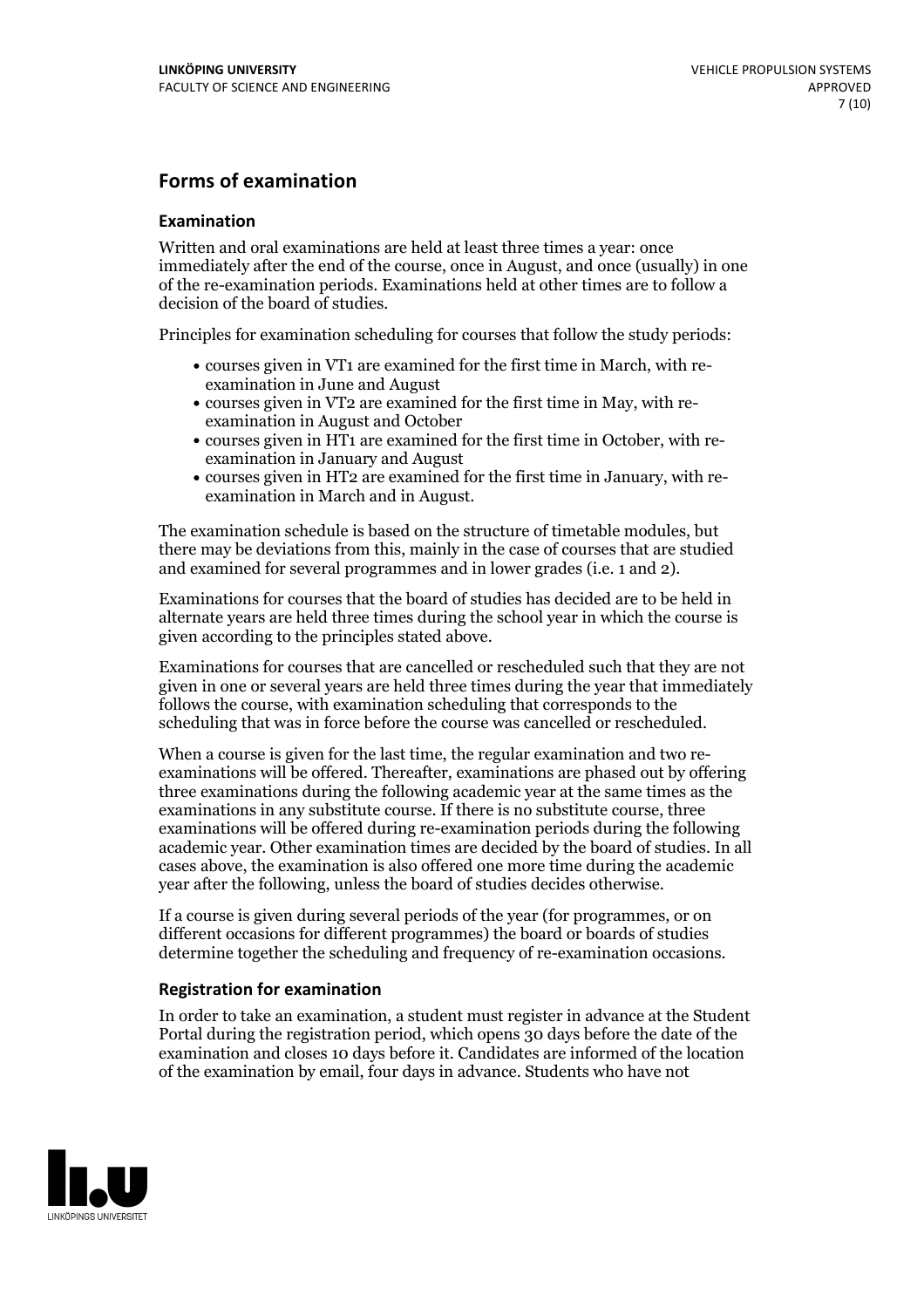## Forms of examination

### Examination

Written and oral examinations are held at least three times a year: once immediately after the end of the course, once in August, and once (usually) in one of the re-examination periods. Examinations held at other times are to follow a decision of the board of studies.

Principles for examination scheduling for courses that follow the study periods:

- courses given in VT1 are examined for the first time in March, with re-examination in June and August
- courses given in VT2 are examined for the first time in May, with re-examination in August and October
- courses given in HT1 are examined for the first time in October, with re-examination in January and August
- courses given in HT2 are examined for the first time in January, with re-examination in March and in August.

The examination schedule is based on the structure of timetable modules, but there may be deviations from this, mainly in the case of courses that are studied and examined for several programmes and in lower grades (i.e. 1 and 2).

Examinations for courses that the board of studies has decided are to be held in alternate years are held three times during the school year in which the course is given according to the principles stated above.

Examinations for courses that are cancelled or rescheduled such that they are not given in one or several years are held three times during the year that immediately follows the course, with examination scheduling that corresponds to the scheduling that was in force before the course was cancelled or rescheduled.

When a course is given for the last time, the regular examination and two re-examinations will be offered. Thereafter, examinations are phased out by offering three examinations during the following academic year at the same times as the examinations in any substitute course. If there is no substitute course, three examinations will be offered during re-examination periods during the following academic year. Other examination times are decided by the board of studies. In all cases above, the examination is also offered one more time during the academic year after the following, unless the board of studies decides otherwise.

If a course is given during several periods of the year (for programmes, or on different occasions for different programmes) the board or boards of studies determine together the scheduling and frequency of re-examination occasions.

### Registration for examination

In order to take an examination, a student must register in advance at the Student Portal during the registration period, which opens 30 days before the date of the examination and closes 10 days before it. Candidates are informed of the location of the examination by email, four days in advance. Students who have not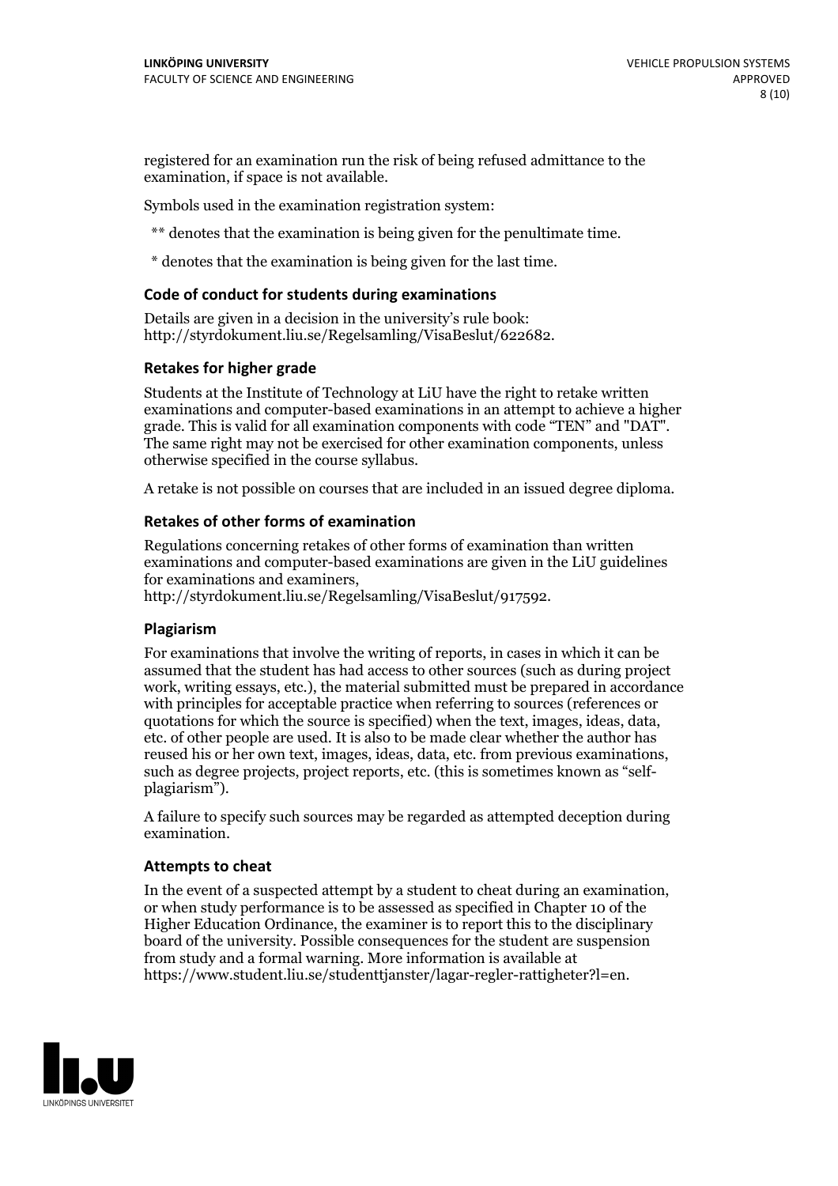registered for an examination run the risk of being refused admittance to the examination, if space is not available.

Symbols used in the examination registration system:

** denotes that the examination is being given for the penultimate time.

* denotes that the examination is being given for the last time.

### Code of conduct for students during examinations

Details are given in a decision in the university's rule book: http://styrdokument.liu.se/Regelsamling/VisaBeslut/622682.

### Retakes for higher grade

Students at the Institute of Technology at LiU have the right to retake written examinations and computer-based examinations in an attempt to achieve a higher grade. This is valid for all examination components with code "TEN" and "DAT". The same right may not be exercised for other examination components, unless otherwise specified in the course syllabus.

A retake is not possible on courses that are included in an issued degree diploma.

### Retakes of other forms of examination

Regulations concerning retakes of other forms of examination than written examinations and computer-based examinations are given in the LiU guidelines for examinations and examiners, http://styrdokument.liu.se/Regelsamling/VisaBeslut/917592.

### Plagiarism

For examinations that involve the writing of reports, in cases in which it can be assumed that the student has had access to other sources (such as during project work, writing essays, etc.), the material submitted must be prepared in accordance with principles for acceptable practice when referring to sources (references or quotations for which the source is specified) when the text, images, ideas, data, etc. of other people are used. It is also to be made clear whether the author has reused his or her own text, images, ideas, data, etc. from previous examinations, such as degree projects, project reports, etc. (this is sometimes known as "self-plagiarism").

A failure to specify such sources may be regarded as attempted deception during examination.

### Attempts to cheat

In the event of a suspected attempt by a student to cheat during an examination, or when study performance is to be assessed as specified in Chapter 10 of the Higher Education Ordinance, the examiner is to report this to the disciplinary board of the university. Possible consequences for the student are suspension from study and a formal warning. More information is available at https://www.student.liu.se/studenttjanster/lagar-regler-rattigheter?l=en.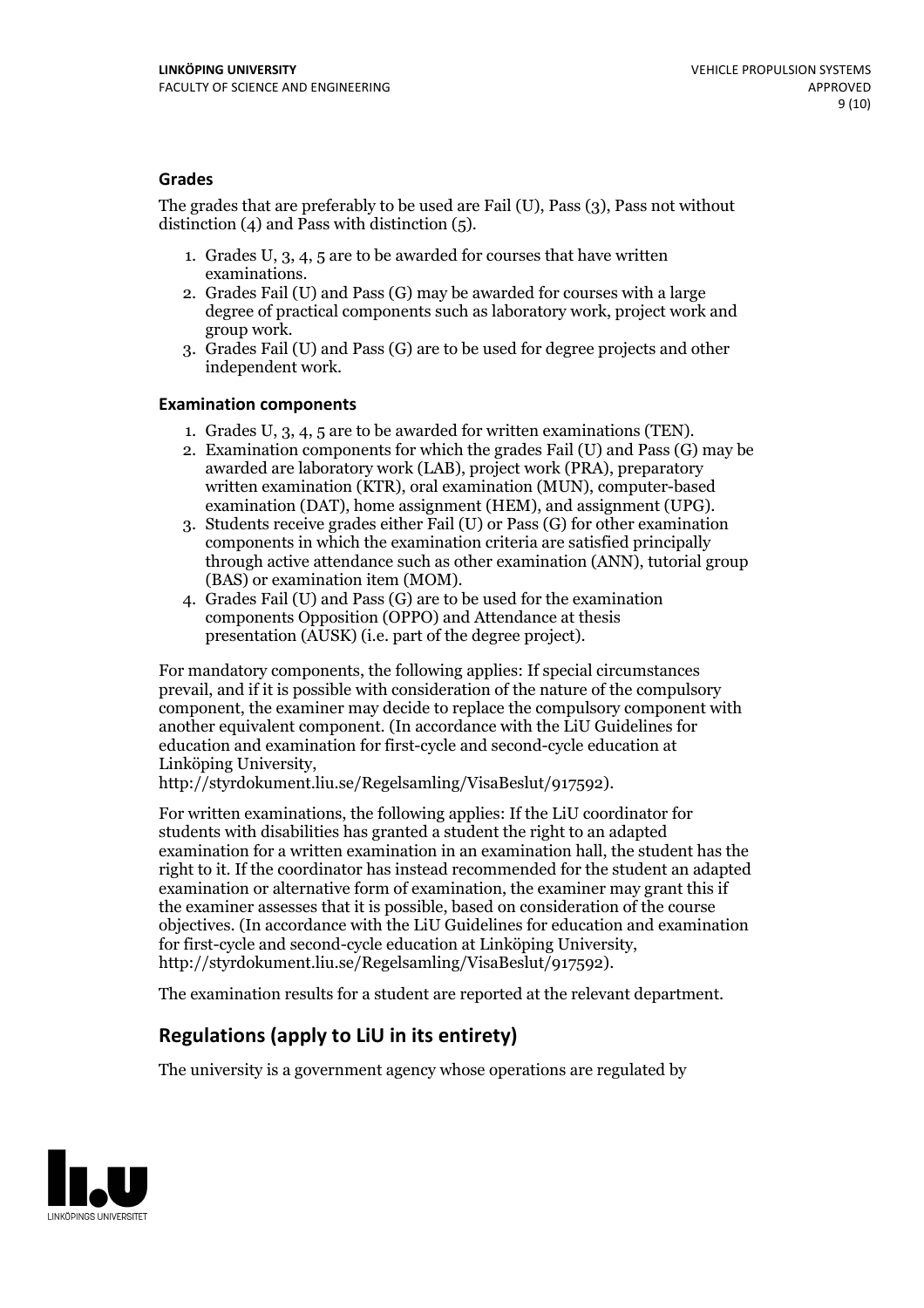### Grades

The grades that are preferably to be used are Fail (U), Pass (3), Pass not without distinction (4) and Pass with distinction (5).

1. Grades U, 3, 4, 5 are to be awarded for courses that have written examinations.
2. Grades Fail (U) and Pass (G) may be awarded for courses with a large degree of practical components such as laboratory work, project work and group work.
3. Grades Fail (U) and Pass (G) are to be used for degree projects and other independent work.

### Examination components

1. Grades U, 3, 4, 5 are to be awarded for written examinations (TEN).
2. Examination components for which the grades Fail (U) and Pass (G) may be awarded are laboratory work (LAB), project work (PRA), preparatory written examination (KTR), oral examination (MUN), computer-based examination (DAT), home assignment (HEM), and assignment (UPG).
3. Students receive grades either Fail (U) or Pass (G) for other examination components in which the examination criteria are satisfied principally through active attendance such as other examination (ANN), tutorial group (BAS) or examination item (MOM).
4. Grades Fail (U) and Pass (G) are to be used for the examination components Opposition (OPPO) and Attendance at thesis presentation (AUSK) (i.e. part of the degree project).

For mandatory components, the following applies: If special circumstances prevail, and if it is possible with consideration of the nature of the compulsory component, the examiner may decide to replace the compulsory component with another equivalent component. (In accordance with the LiU Guidelines for education and examination for first-cycle and second-cycle education at Linköping University, http://styrdokument.liu.se/Regelsamling/VisaBeslut/917592).

For written examinations, the following applies: If the LiU coordinator for students with disabilities has granted a student the right to an adapted examination for a written examination in an examination hall, the student has the right to it. If the coordinator has instead recommended for the student an adapted examination or alternative form of examination, the examiner may grant this if the examiner assesses that it is possible, based on consideration of the course objectives. (In accordance with the LiU Guidelines for education and examination for first-cycle and second-cycle education at Linköping University, http://styrdokument.liu.se/Regelsamling/VisaBeslut/917592).

The examination results for a student are reported at the relevant department.

## Regulations (apply to LiU in its entirety)

The university is a government agency whose operations are regulated by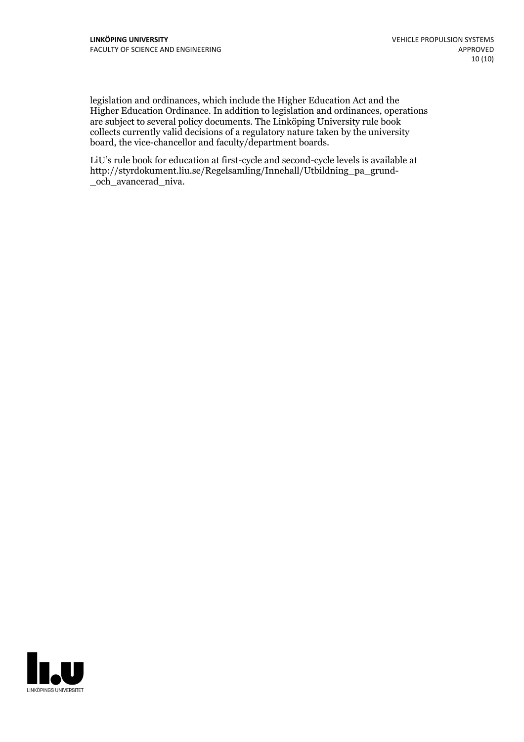legislation and ordinances, which include the Higher Education Act and the Higher Education Ordinance. In addition to legislation and ordinances, operations are subject to several policy documents. The Linköping University rule book collects currently valid decisions of a regulatory nature taken by the university board, the vice-chancellor and faculty/department boards.

LiU's rule book for education at first-cycle and second-cycle levels is available at http://styrdokument.liu.se/Regelsamling/Innehall/Utbildning_pa_grund-_och_avancerad_niva.